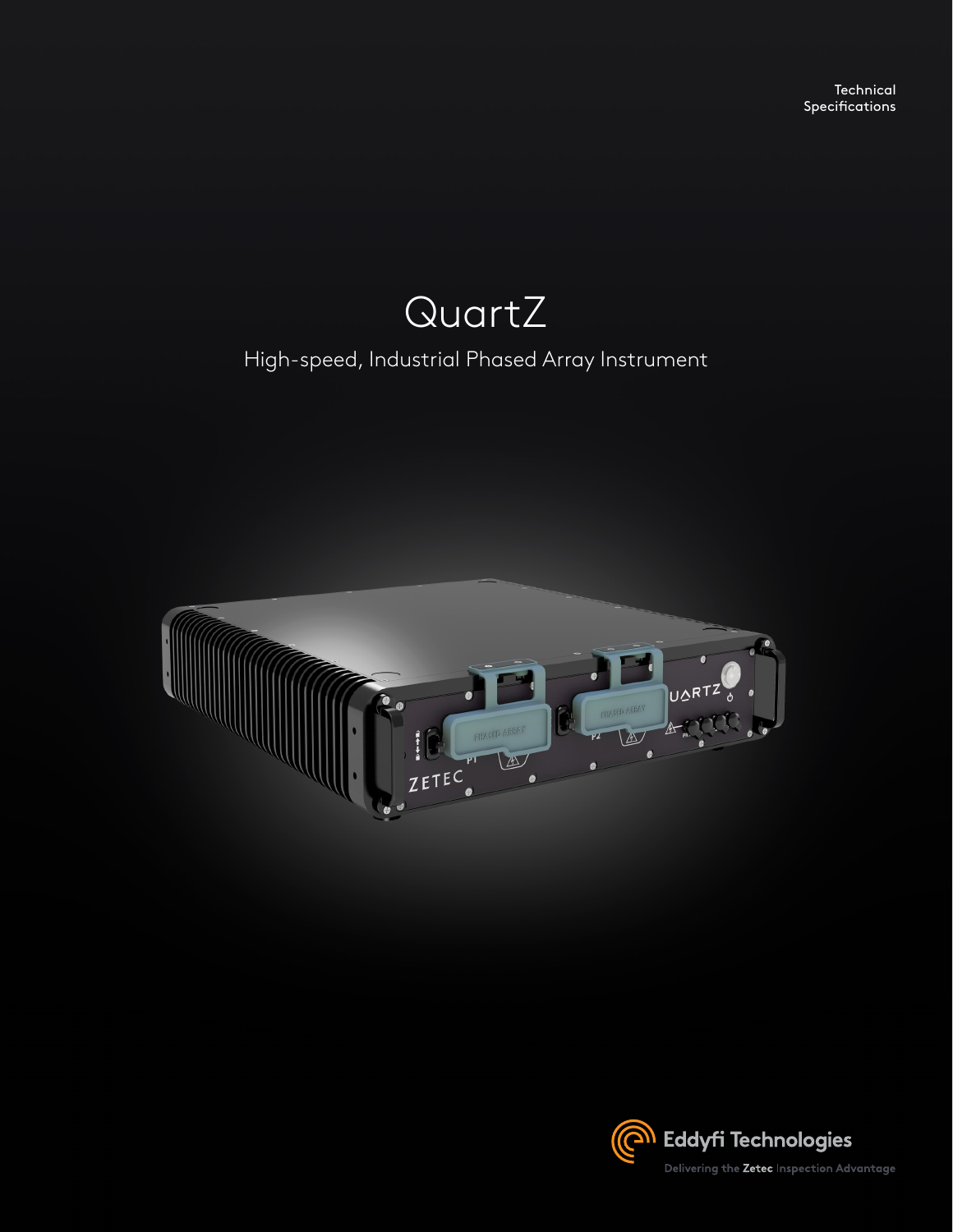Technical Specifications

# QuartZ

## High-speed, Industrial Phased Array Instrument

Eddyfi Technologies

Delivering the **Zetec** Inspection Advantage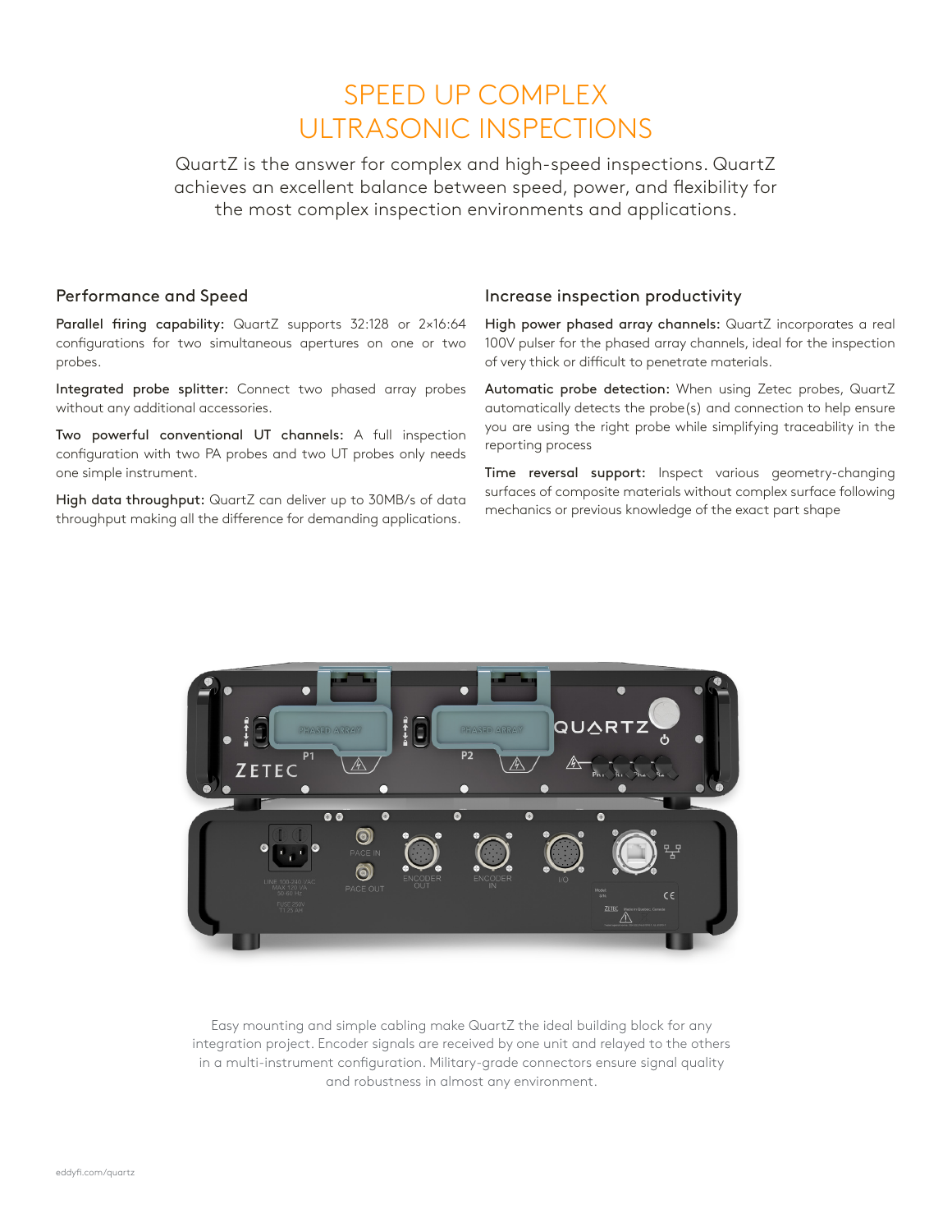# SPEED UP COMPLEX ULTRASONIC INSPECTIONS

QuartZ is the answer for complex and high-speed inspections. QuartZ achieves an excellent balance between speed, power, and flexibility for the most complex inspection environments and applications.

## Performance and Speed

**Parallel firing capability:** QuartZ supports 32:128 or 2×16:64 configurations for two simultaneous apertures on one or two probes.

**Integrated probe splitter:** Connect two phased array probes without any additional accessories.

**Two powerful conventional UT channels:** A full inspection configuration with two PA probes and two UT probes only needs one simple instrument.

**High data throughput:** QuartZ can deliver up to 30MB/s of data throughput making all the difference for demanding applications.

## Increase inspection productivity

**High power phased array channels:** QuartZ incorporates a real 100V pulser for the phased array channels, ideal for the inspection of very thick or difficult to penetrate materials.

**Automatic probe detection:** When using Zetec probes, QuartZ automatically detects the probe(s) and connection to help ensure you are using the right probe while simplifying traceability in the reporting process

**Time reversal support:** Inspect various geometry-changing surfaces of composite materials without complex surface following mechanics or previous knowledge of the exact part shape

Easy mounting and simple cabling make QuartZ the ideal building block for any integration project. Encoder signals are received by one unit and relayed to the others in a multi-instrument configuration. Military-grade connectors ensure signal quality and robustness in almost any environment.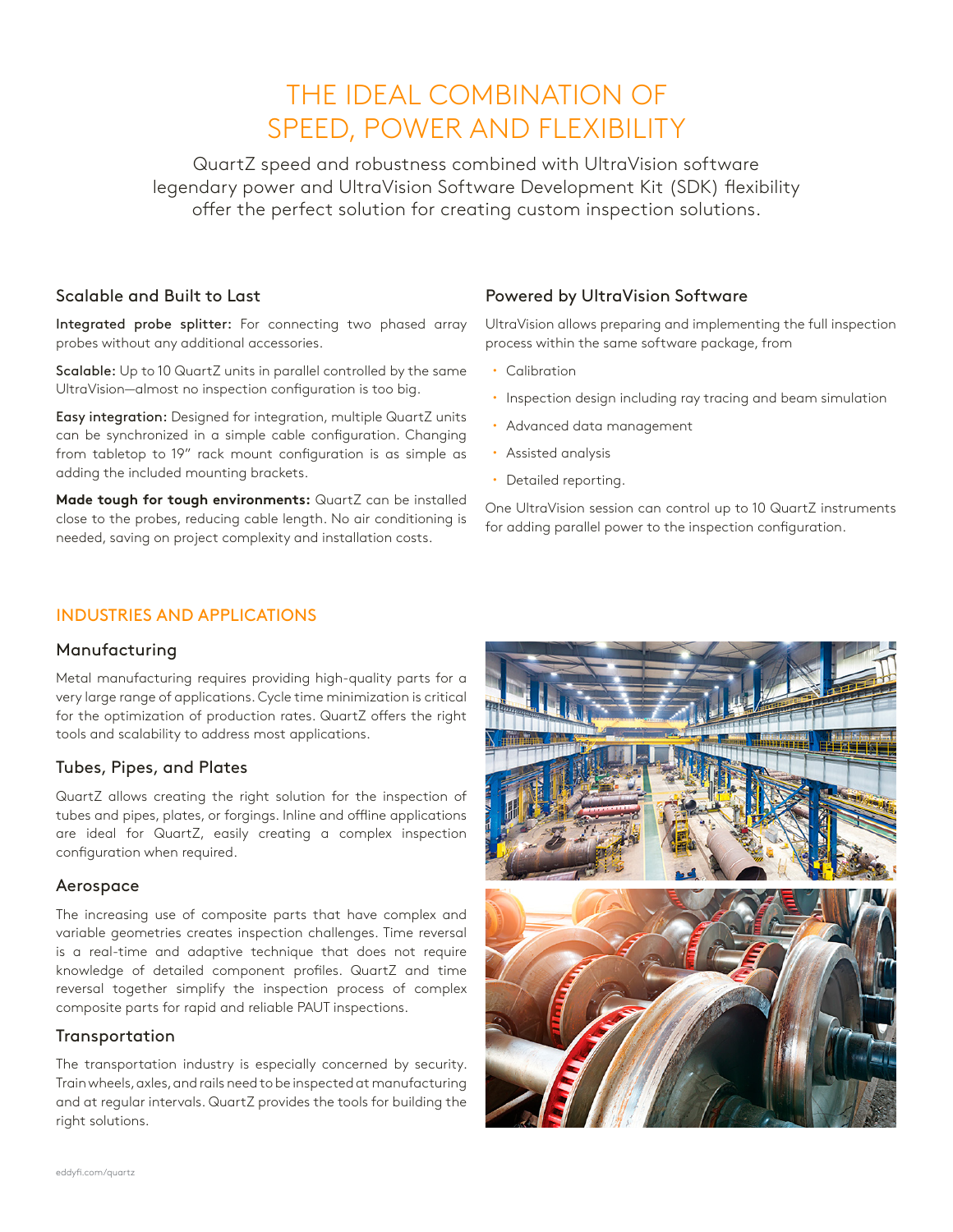# THE IDEAL COMBINATION OF SPEED, POWER AND FLEXIBILITY

QuartZ speed and robustness combined with UltraVision software legendary power and UltraVision Software Development Kit (SDK) flexibility offer the perfect solution for creating custom inspection solutions.

### Scalable and Built to Last

**Integrated probe splitter:** For connecting two phased array probes without any additional accessories.

**Scalable:** Up to 10 QuartZ units in parallel controlled by the same UltraVision—almost no inspection configuration is too big.

**Easy integration:** Designed for integration, multiple QuartZ units can be synchronized in a simple cable configuration. Changing from tabletop to 19" rack mount configuration is as simple as adding the included mounting brackets.

**Made tough for tough environments:** QuartZ can be installed close to the probes, reducing cable length. No air conditioning is needed, saving on project complexity and installation costs.

### Powered by UltraVision Software

UltraVision allows preparing and implementing the full inspection process within the same software package, from

- Calibration
- Inspection design including ray tracing and beam simulation
- Advanced data management
- Assisted analysis
- Detailed reporting.

One UltraVision session can control up to 10 QuartZ instruments for adding parallel power to the inspection configuration.

## INDUSTRIES AND APPLICATIONS

### Manufacturing

Metal manufacturing requires providing high-quality parts for a very large range of applications. Cycle time minimization is critical for the optimization of production rates. QuartZ offers the right tools and scalability to address most applications.

### Tubes, Pipes, and Plates

QuartZ allows creating the right solution for the inspection of tubes and pipes, plates, or forgings. Inline and offline applications are ideal for QuartZ, easily creating a complex inspection configuration when required.

### Aerospace

The increasing use of composite parts that have complex and variable geometries creates inspection challenges. Time reversal is a real-time and adaptive technique that does not require knowledge of detailed component profiles. QuartZ and time reversal together simplify the inspection process of complex composite parts for rapid and reliable PAUT inspections.

### Transportation

The transportation industry is especially concerned by security. Train wheels, axles, and rails need to be inspected at manufacturing and at regular intervals. QuartZ provides the tools for building the right solutions.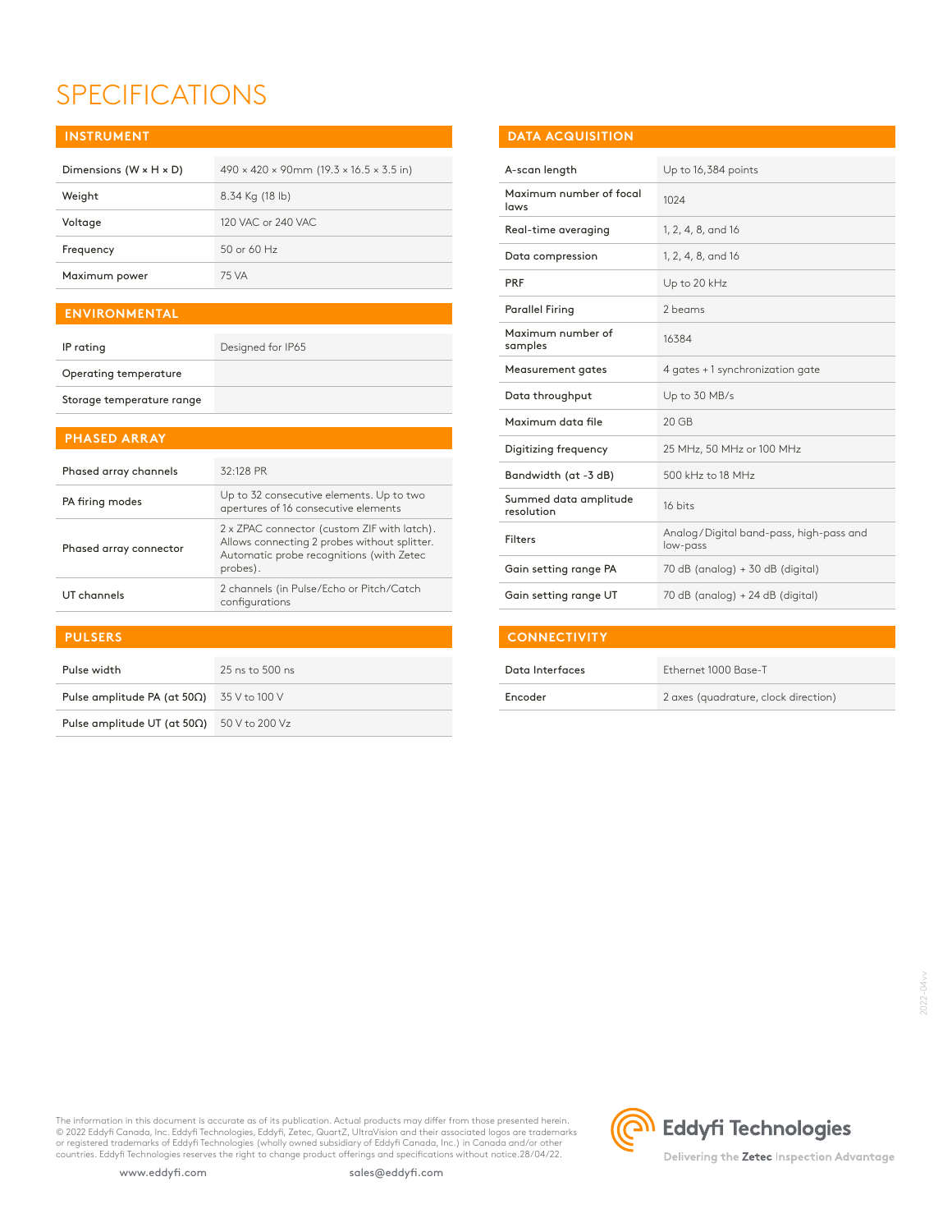# SPECIFICATIONS

## INSTRUMENT

| | |
|---|---|
| Dimensions (W × H × D) | 490 × 420 × 90mm (19.3 × 16.5 × 3.5 in) |
| Weight | 8.34 Kg (18 lb) |
| Voltage | 120 VAC or 240 VAC |
| Frequency | 50 or 60 Hz |
| Maximum power | 75 VA |

## ENVIRONMENTAL

| | |
|---|---|
| IP rating | Designed for IP65 |
| Operating temperature | |
| Storage temperature range | |

## PHASED ARRAY

| | |
|---|---|
| Phased array channels | 32:128 PR |
| PA firing modes | Up to 32 consecutive elements. Up to two apertures of 16 consecutive elements |
| Phased array connector | 2 x ZPAC connector (custom ZIF with latch). Allows connecting 2 probes without splitter. Automatic probe recognitions (with Zetec probes). |
| UT channels | 2 channels (in Pulse/Echo or Pitch/Catch configurations |

## PULSERS

| | |
|---|---|
| Pulse width | 25 ns to 500 ns |
| Pulse amplitude PA (at 50Ω) | 35 V to 100 V |
| Pulse amplitude UT (at 50Ω) | 50 V to 200 Vz |

## DATA ACQUISITION

| | |
|---|---|
| A-scan length | Up to 16,384 points |
| Maximum number of focal laws | 1024 |
| Real-time averaging | 1, 2, 4, 8, and 16 |
| Data compression | 1, 2, 4, 8, and 16 |
| PRF | Up to 20 kHz |
| Parallel Firing | 2 beams |
| Maximum number of samples | 16384 |
| Measurement gates | 4 gates + 1 synchronization gate |
| Data throughput | Up to 30 MB/s |
| Maximum data file | 20 GB |
| Digitizing frequency | 25 MHz, 50 MHz or 100 MHz |
| Bandwidth (at -3 dB) | 500 kHz to 18 MHz |
| Summed data amplitude resolution | 16 bits |
| Filters | Analog/Digital band-pass, high-pass and low-pass |
| Gain setting range PA | 70 dB (analog) + 30 dB (digital) |
| Gain setting range UT | 70 dB (analog) + 24 dB (digital) |

## CONNECTIVITY

| | |
|---|---|
| Data Interfaces | Ethernet 1000 Base-T |
| Encoder | 2 axes (quadrature, clock direction) |

The information in this document is accurate as of its publication. Actual products may differ from those presented herein. © 2022 Eddyfi Canada, Inc. Eddyfi Technologies, Eddyfi, Zetec, QuartZ, UltraVision and their associated logos are trademarks or registered trademarks of Eddyfi Technologies (wholly owned subsidiary of Eddyfi Canada, Inc.) in Canada and/or other countries. Eddyfi Technologies reserves the right to change product offerings and specifications without notice.28/04/22.

www.eddyfi.com sales@eddyfi.com

Eddyfi Technologies

Delivering the Zetec Inspection Advantage